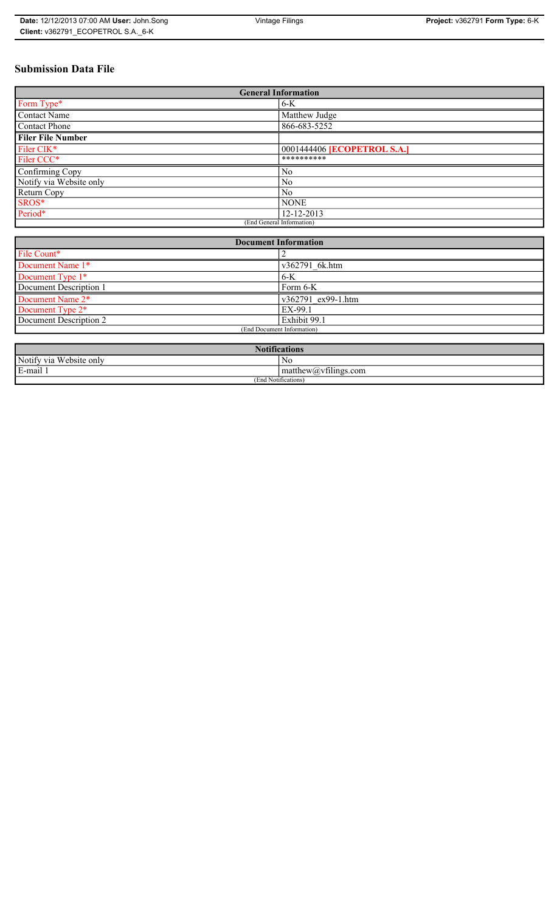# Submission Data File

| General Information | |
|---|---|
| Form Type* | 6-K |
| Contact Name | Matthew Judge |
| Contact Phone | 866-683-5252 |
| **Filer File Number** | |
| Filer CIK* | 0001444406 **[ECOPETROL S.A.]** |
| Filer CCC* | ********** |
| Confirming Copy | No |
| Notify via Website only | No |
| Return Copy | No |
| SROS* | NONE |
| Period* | 12-12-2013 |
| (End General Information) | |

| Document Information | |
|---|---|
| File Count* | 2 |
| Document Name 1* | v362791_6k.htm |
| Document Type 1* | 6-K |
| Document Description 1 | Form 6-K |
| Document Name 2* | v362791_ex99-1.htm |
| Document Type 2* | EX-99.1 |
| Document Description 2 | Exhibit 99.1 |
| (End Document Information) | |

| Notifications | |
|---|---|
| Notify via Website only | No |
| E-mail 1 | matthew@vfilings.com |
| (End Notifications) | |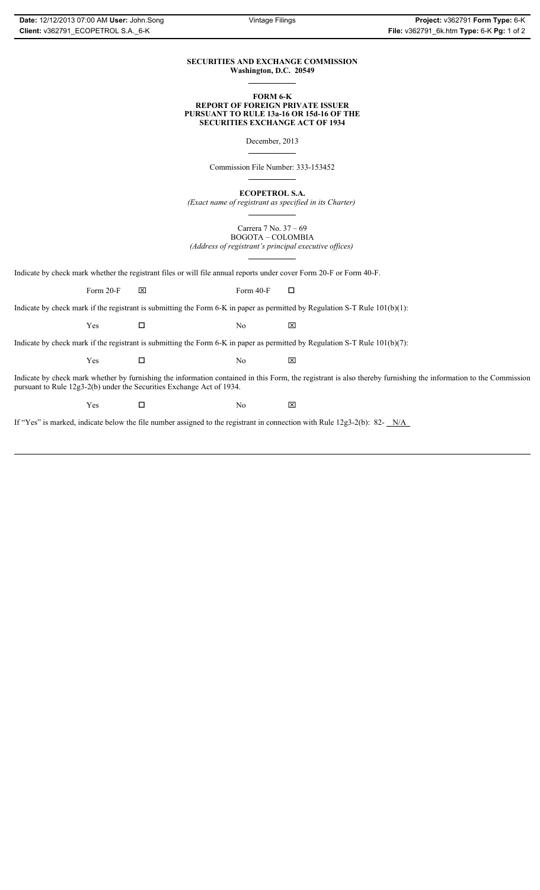**SECURITIES AND EXCHANGE COMMISSION**
**Washington, D.C. 20549**

**FORM 6-K**
**REPORT OF FOREIGN PRIVATE ISSUER**
**PURSUANT TO RULE 13a-16 OR 15d-16 OF THE**
**SECURITIES EXCHANGE ACT OF 1934**

December, 2013

Commission File Number: 333-153452

**ECOPETROL S.A.**
*(Exact name of registrant as specified in its Charter)*

Carrera 7 No. 37 – 69
BOGOTA – COLOMBIA
*(Address of registrant's principal executive offices)*

Indicate by check mark whether the registrant files or will file annual reports under cover Form 20-F or Form 40-F.

Form 20-F ☒ Form 40-F ☐

Indicate by check mark if the registrant is submitting the Form 6-K in paper as permitted by Regulation S-T Rule 101(b)(1):

Yes ☐ No ☒

Indicate by check mark if the registrant is submitting the Form 6-K in paper as permitted by Regulation S-T Rule 101(b)(7):

Yes ☐ No ☒

Indicate by check mark whether by furnishing the information contained in this Form, the registrant is also thereby furnishing the information to the Commission pursuant to Rule 12g3-2(b) under the Securities Exchange Act of 1934.

Yes ☐ No ☒

If "Yes" is marked, indicate below the file number assigned to the registrant in connection with Rule 12g3-2(b): 82- N/A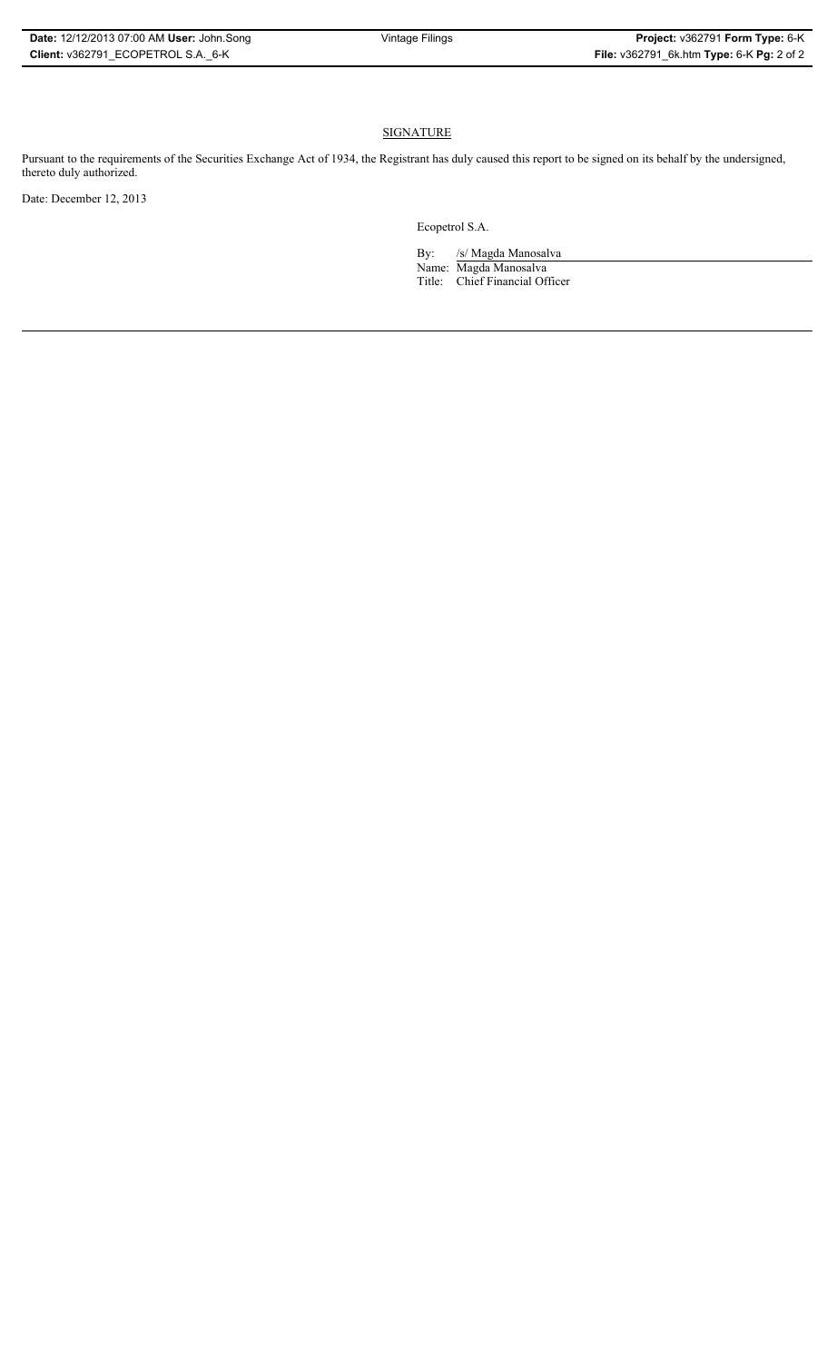## SIGNATURE

Pursuant to the requirements of the Securities Exchange Act of 1934, the Registrant has duly caused this report to be signed on its behalf by the undersigned, thereto duly authorized.

Date: December 12, 2013

Ecopetrol S.A.

By: /s/ Magda Manosalva

Name: Magda Manosalva

Title: Chief Financial Officer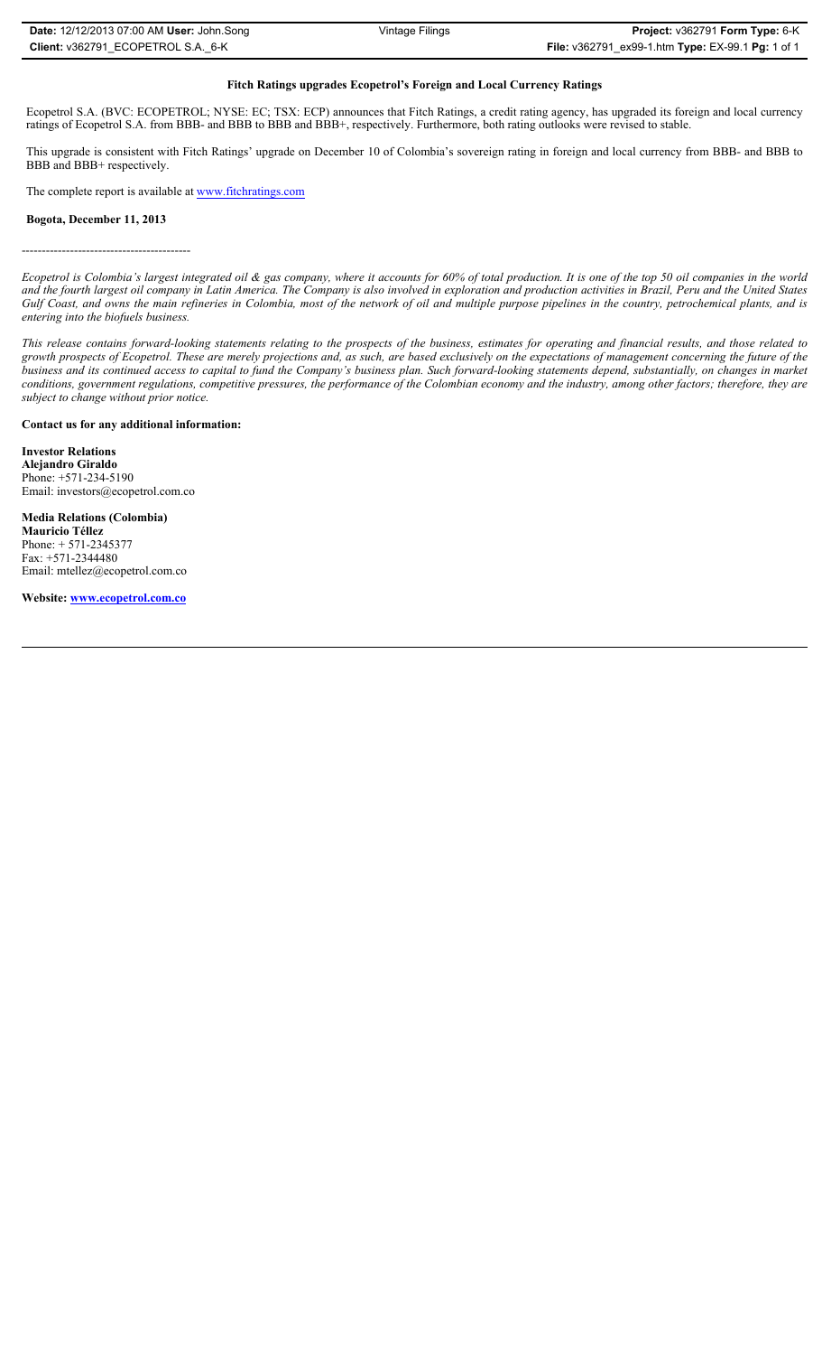**Fitch Ratings upgrades Ecopetrol's Foreign and Local Currency Ratings**

Ecopetrol S.A. (BVC: ECOPETROL; NYSE: EC; TSX: ECP) announces that Fitch Ratings, a credit rating agency, has upgraded its foreign and local currency ratings of Ecopetrol S.A. from BBB- and BBB to BBB and BBB+, respectively. Furthermore, both rating outlooks were revised to stable.

This upgrade is consistent with Fitch Ratings' upgrade on December 10 of Colombia's sovereign rating in foreign and local currency from BBB- and BBB to BBB and BBB+ respectively.

The complete report is available at www.fitchratings.com

**Bogota, December 11, 2013**

------------------------------------------

*Ecopetrol is Colombia's largest integrated oil & gas company, where it accounts for 60% of total production. It is one of the top 50 oil companies in the world and the fourth largest oil company in Latin America. The Company is also involved in exploration and production activities in Brazil, Peru and the United States Gulf Coast, and owns the main refineries in Colombia, most of the network of oil and multiple purpose pipelines in the country, petrochemical plants, and is entering into the biofuels business.*

*This release contains forward-looking statements relating to the prospects of the business, estimates for operating and financial results, and those related to growth prospects of Ecopetrol. These are merely projections and, as such, are based exclusively on the expectations of management concerning the future of the business and its continued access to capital to fund the Company's business plan. Such forward-looking statements depend, substantially, on changes in market conditions, government regulations, competitive pressures, the performance of the Colombian economy and the industry, among other factors; therefore, they are subject to change without prior notice.*

**Contact us for any additional information:**

**Investor Relations**
**Alejandro Giraldo**
Phone: +571-234-5190
Email: investors@ecopetrol.com.co

**Media Relations (Colombia)**
**Mauricio Téllez**
Phone: + 571-2345377
Fax: +571-2344480
Email: mtellez@ecopetrol.com.co

**Website: www.ecopetrol.com.co**